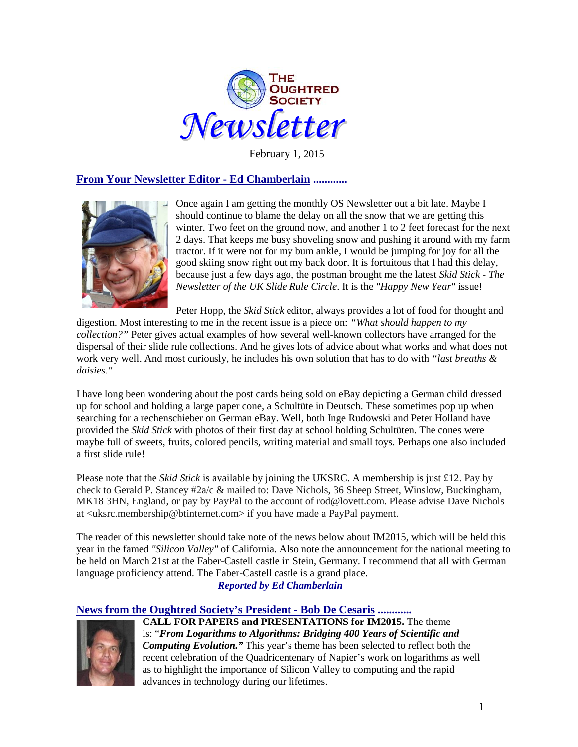# The Oughtred Society Newsletter

February 1, 2015

## From Your Newsletter Editor - Ed Chamberlain ............

Once again I am getting the monthly OS Newsletter out a bit late. Maybe I should continue to blame the delay on all the snow that we are getting this winter. Two feet on the ground now, and another 1 to 2 feet forecast for the next 2 days. That keeps me busy shoveling snow and pushing it around with my farm tractor. If it were not for my bum ankle, I would be jumping for joy for all the good skiing snow right out my back door. It is fortuitous that I had this delay, because just a few days ago, the postman brought me the latest *Skid Stick - The Newsletter of the UK Slide Rule Circle*. It is the *"Happy New Year"* issue!

Peter Hopp, the *Skid Stick* editor, always provides a lot of food for thought and digestion. Most interesting to me in the recent issue is a piece on: *"What should happen to my collection?"* Peter gives actual examples of how several well-known collectors have arranged for the dispersal of their slide rule collections. And he gives lots of advice about what works and what does not work very well. And most curiously, he includes his own solution that has to do with *"last breaths & daisies."*

I have long been wondering about the post cards being sold on eBay depicting a German child dressed up for school and holding a large paper cone, a Schultüte in Deutsch. These sometimes pop up when searching for a rechenschieber on German eBay. Well, both Inge Rudowski and Peter Holland have provided the *Skid Stick* with photos of their first day at school holding Schultüten. The cones were maybe full of sweets, fruits, colored pencils, writing material and small toys. Perhaps one also included a first slide rule!

Please note that the *Skid Stick* is available by joining the UKSRC. A membership is just £12. Pay by check to Gerald P. Stancey #2a/c & mailed to: Dave Nichols, 36 Sheep Street, Winslow, Buckingham, MK18 3HN, England, or pay by PayPal to the account of rod@lovett.com. Please advise Dave Nichols at <uksrc.membership@btinternet.com> if you have made a PayPal payment.

The reader of this newsletter should take note of the news below about IM2015, which will be held this year in the famed *"Silicon Valley"* of California. Also note the announcement for the national meeting to be held on March 21st at the Faber-Castell castle in Stein, Germany. I recommend that all with German language proficiency attend. The Faber-Castell castle is a grand place.

***Reported by Ed Chamberlain***

## News from the Oughtred Society's President - Bob De Cesaris ............

**CALL FOR PAPERS and PRESENTATIONS for IM2015.** The theme is: "***From Logarithms to Algorithms: Bridging 400 Years of Scientific and Computing Evolution.***" This year's theme has been selected to reflect both the recent celebration of the Quadricentenary of Napier's work on logarithms as well as to highlight the importance of Silicon Valley to computing and the rapid advances in technology during our lifetimes.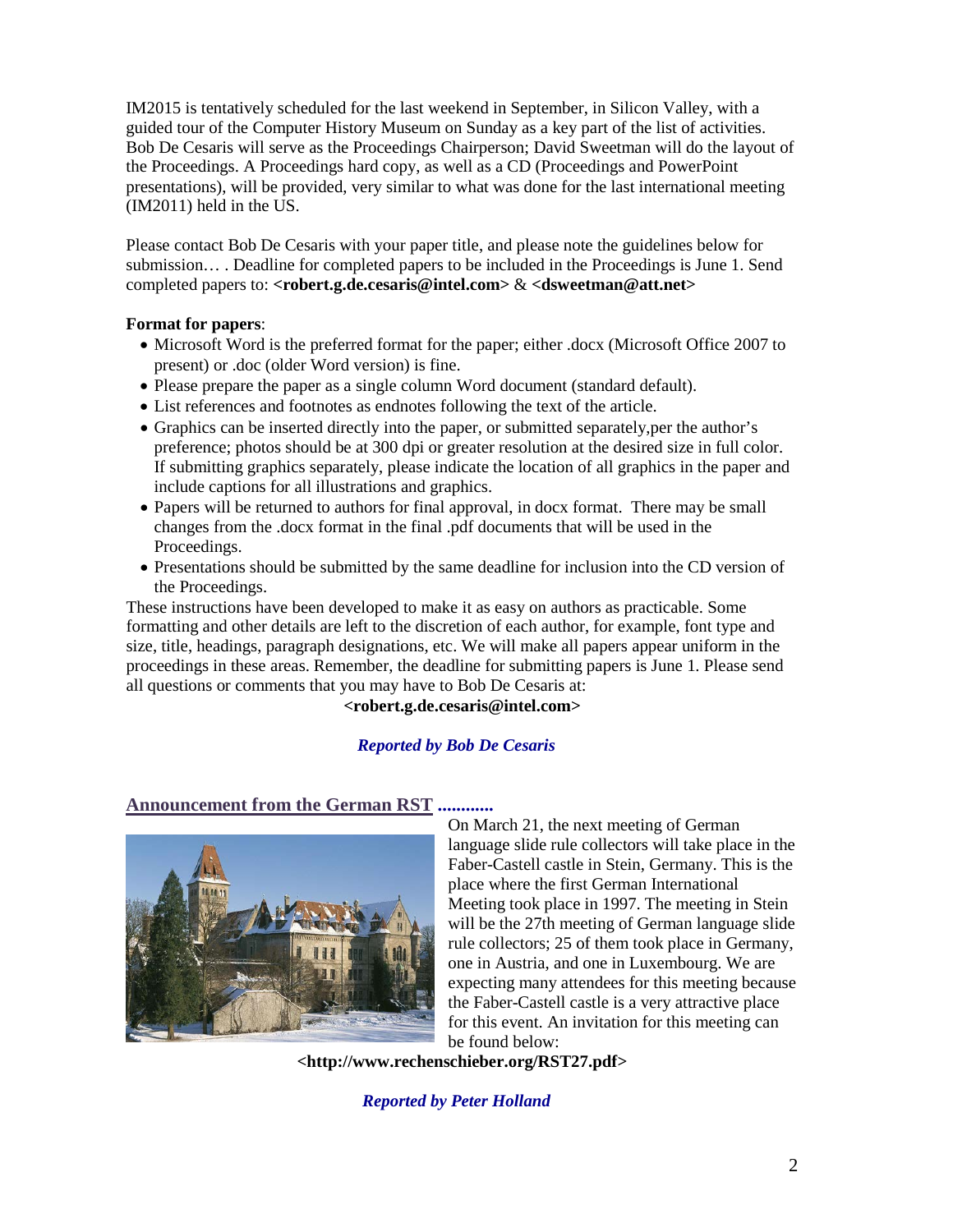IM2015 is tentatively scheduled for the last weekend in September, in Silicon Valley, with a guided tour of the Computer History Museum on Sunday as a key part of the list of activities. Bob De Cesaris will serve as the Proceedings Chairperson; David Sweetman will do the layout of the Proceedings. A Proceedings hard copy, as well as a CD (Proceedings and PowerPoint presentations), will be provided, very similar to what was done for the last international meeting (IM2011) held in the US.

Please contact Bob De Cesaris with your paper title, and please note the guidelines below for submission… . Deadline for completed papers to be included in the Proceedings is June 1. Send completed papers to: **<robert.g.de.cesaris@intel.com>** & **<dsweetman@att.net>**

**Format for papers**:

- Microsoft Word is the preferred format for the paper; either .docx (Microsoft Office 2007 to present) or .doc (older Word version) is fine.
- Please prepare the paper as a single column Word document (standard default).
- List references and footnotes as endnotes following the text of the article.
- Graphics can be inserted directly into the paper, or submitted separately,per the author's preference; photos should be at 300 dpi or greater resolution at the desired size in full color. If submitting graphics separately, please indicate the location of all graphics in the paper and include captions for all illustrations and graphics.
- Papers will be returned to authors for final approval, in docx format. There may be small changes from the .docx format in the final .pdf documents that will be used in the Proceedings.
- Presentations should be submitted by the same deadline for inclusion into the CD version of the Proceedings.

These instructions have been developed to make it as easy on authors as practicable. Some formatting and other details are left to the discretion of each author, for example, font type and size, title, headings, paragraph designations, etc. We will make all papers appear uniform in the proceedings in these areas. Remember, the deadline for submitting papers is June 1. Please send all questions or comments that you may have to Bob De Cesaris at:

**<robert.g.de.cesaris@intel.com>**

***Reported by Bob De Cesaris***

## Announcement from the German RST ............

On March 21, the next meeting of German language slide rule collectors will take place in the Faber-Castell castle in Stein, Germany. This is the place where the first German International Meeting took place in 1997. The meeting in Stein will be the 27th meeting of German language slide rule collectors; 25 of them took place in Germany, one in Austria, and one in Luxembourg. We are expecting many attendees for this meeting because the Faber-Castell castle is a very attractive place for this event. An invitation for this meeting can be found below:

**<http://www.rechenschieber.org/RST27.pdf>**

***Reported by Peter Holland***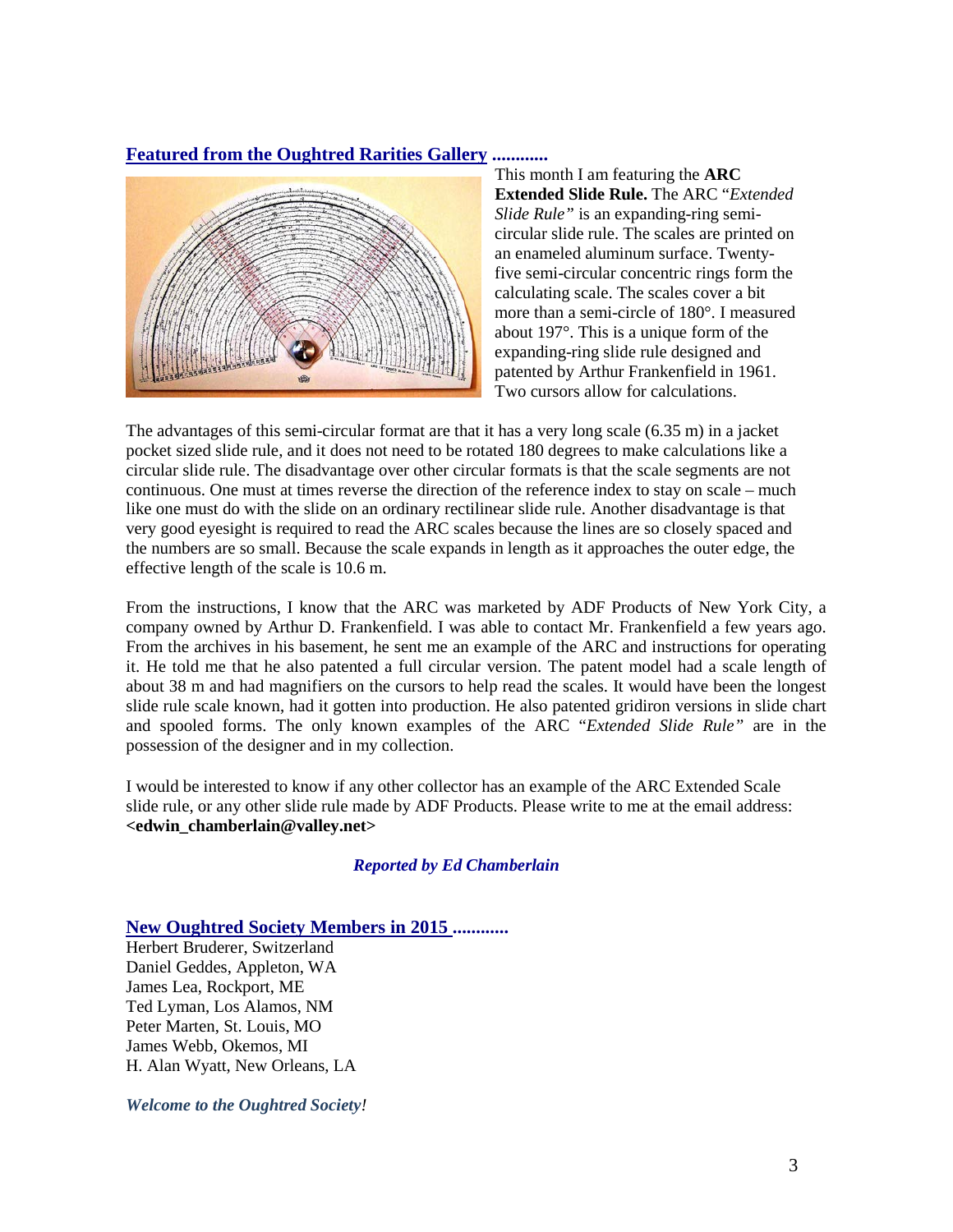## Featured from the Oughtred Rarities Gallery ............

This month I am featuring the **ARC Extended Slide Rule.** The ARC "*Extended Slide Rule"* is an expanding-ring semi-circular slide rule. The scales are printed on an enameled aluminum surface. Twenty-five semi-circular concentric rings form the calculating scale. The scales cover a bit more than a semi-circle of 180°. I measured about 197°. This is a unique form of the expanding-ring slide rule designed and patented by Arthur Frankenfield in 1961. Two cursors allow for calculations.

The advantages of this semi-circular format are that it has a very long scale (6.35 m) in a jacket pocket sized slide rule, and it does not need to be rotated 180 degrees to make calculations like a circular slide rule. The disadvantage over other circular formats is that the scale segments are not continuous. One must at times reverse the direction of the reference index to stay on scale – much like one must do with the slide on an ordinary rectilinear slide rule. Another disadvantage is that very good eyesight is required to read the ARC scales because the lines are so closely spaced and the numbers are so small. Because the scale expands in length as it approaches the outer edge, the effective length of the scale is 10.6 m.

From the instructions, I know that the ARC was marketed by ADF Products of New York City, a company owned by Arthur D. Frankenfield. I was able to contact Mr. Frankenfield a few years ago. From the archives in his basement, he sent me an example of the ARC and instructions for operating it. He told me that he also patented a full circular version. The patent model had a scale length of about 38 m and had magnifiers on the cursors to help read the scales. It would have been the longest slide rule scale known, had it gotten into production. He also patented gridiron versions in slide chart and spooled forms. The only known examples of the ARC "*Extended Slide Rule"* are in the possession of the designer and in my collection.

I would be interested to know if any other collector has an example of the ARC Extended Scale slide rule, or any other slide rule made by ADF Products. Please write to me at the email address: **<edwin_chamberlain@valley.net>**

***Reported by Ed Chamberlain***

## New Oughtred Society Members in 2015 ............

Herbert Bruderer, Switzerland
Daniel Geddes, Appleton, WA
James Lea, Rockport, ME
Ted Lyman, Los Alamos, NM
Peter Marten, St. Louis, MO
James Webb, Okemos, MI
H. Alan Wyatt, New Orleans, LA

***Welcome to the Oughtred Society!***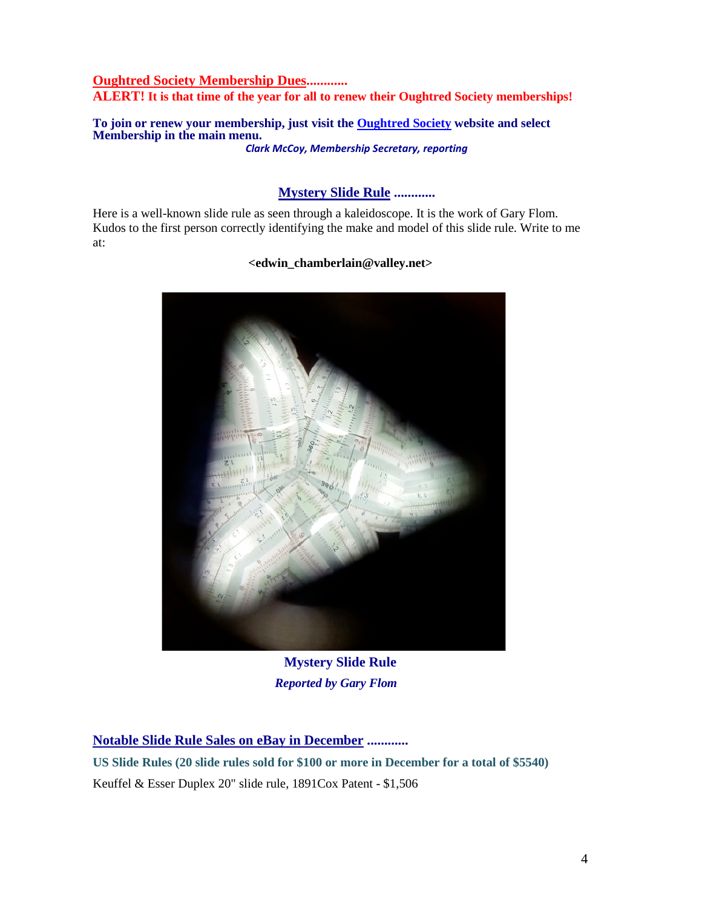## Oughtred Society Membership Dues............

**ALERT! It is that time of the year for all to renew their Oughtred Society memberships!**

**To join or renew your membership, just visit the Oughtred Society website and select Membership in the main menu.**

*Clark McCoy, Membership Secretary, reporting*

## Mystery Slide Rule ............

Here is a well-known slide rule as seen through a kaleidoscope. It is the work of Gary Flom. Kudos to the first person correctly identifying the make and model of this slide rule. Write to me at:

**<edwin_chamberlain@valley.net>**

**Mystery Slide Rule**

***Reported by Gary Flom***

## Notable Slide Rule Sales on eBay in December ............

**US Slide Rules (20 slide rules sold for $100 or more in December for a total of $5540)**

Keuffel & Esser Duplex 20" slide rule, 1891Cox Patent - $1,506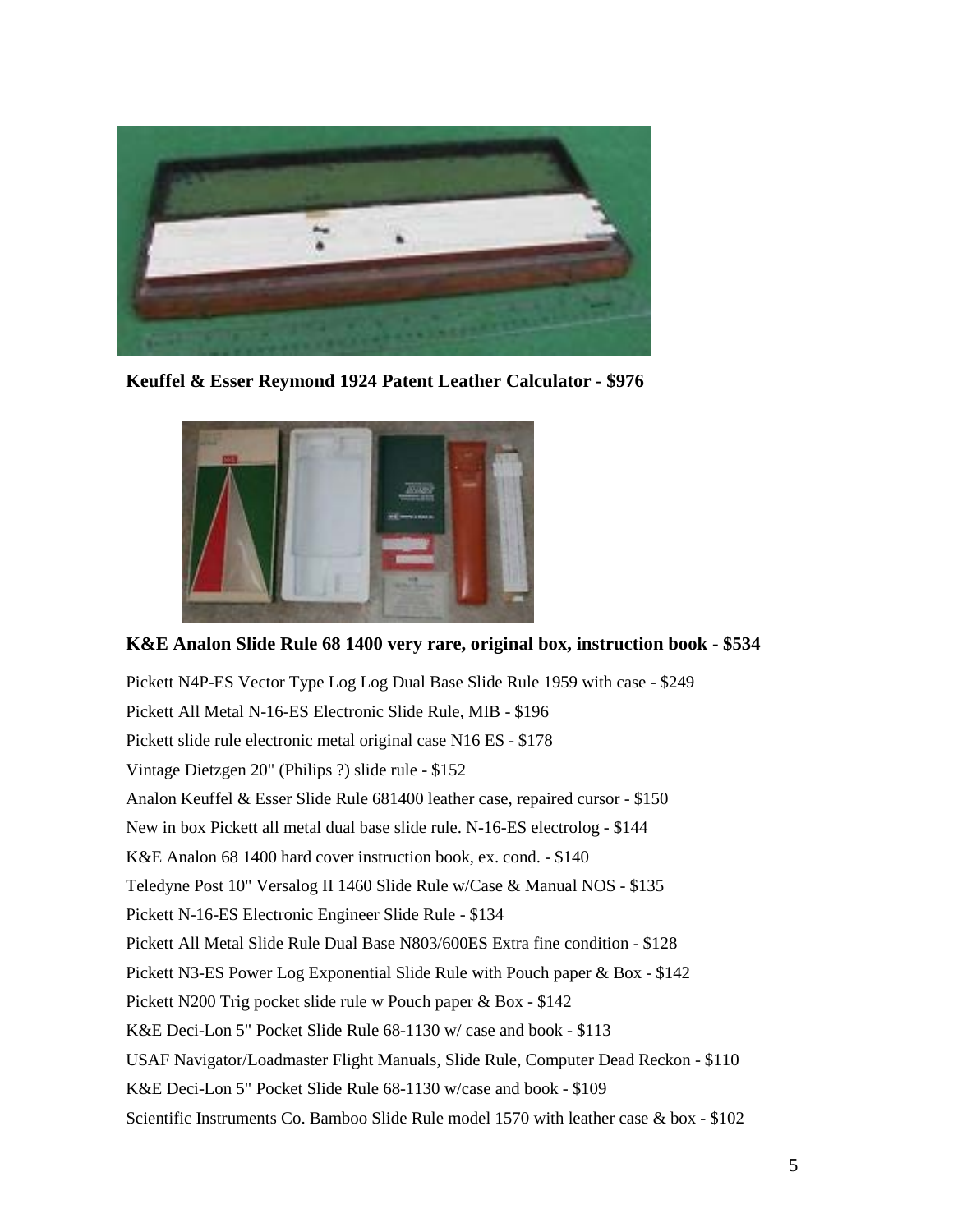**Keuffel & Esser Reymond 1924 Patent Leather Calculator - $976**

**K&E Analon Slide Rule 68 1400 very rare, original box, instruction book - $534**

Pickett N4P-ES Vector Type Log Log Dual Base Slide Rule 1959 with case - $249

Pickett All Metal N-16-ES Electronic Slide Rule, MIB - $196

Pickett slide rule electronic metal original case N16 ES - $178

Vintage Dietzgen 20" (Philips ?) slide rule - $152

Analon Keuffel & Esser Slide Rule 681400 leather case, repaired cursor - $150

New in box Pickett all metal dual base slide rule. N-16-ES electrolog - $144

K&E Analon 68 1400 hard cover instruction book, ex. cond. - $140

Teledyne Post 10" Versalog II 1460 Slide Rule w/Case & Manual NOS - $135

Pickett N-16-ES Electronic Engineer Slide Rule - $134

Pickett All Metal Slide Rule Dual Base N803/600ES Extra fine condition - $128

Pickett N3-ES Power Log Exponential Slide Rule with Pouch paper & Box - $142

Pickett N200 Trig pocket slide rule w Pouch paper & Box - $142

K&E Deci-Lon 5" Pocket Slide Rule 68-1130 w/ case and book - $113

USAF Navigator/Loadmaster Flight Manuals, Slide Rule, Computer Dead Reckon - $110

K&E Deci-Lon 5" Pocket Slide Rule 68-1130 w/case and book - $109

Scientific Instruments Co. Bamboo Slide Rule model 1570 with leather case & box - $102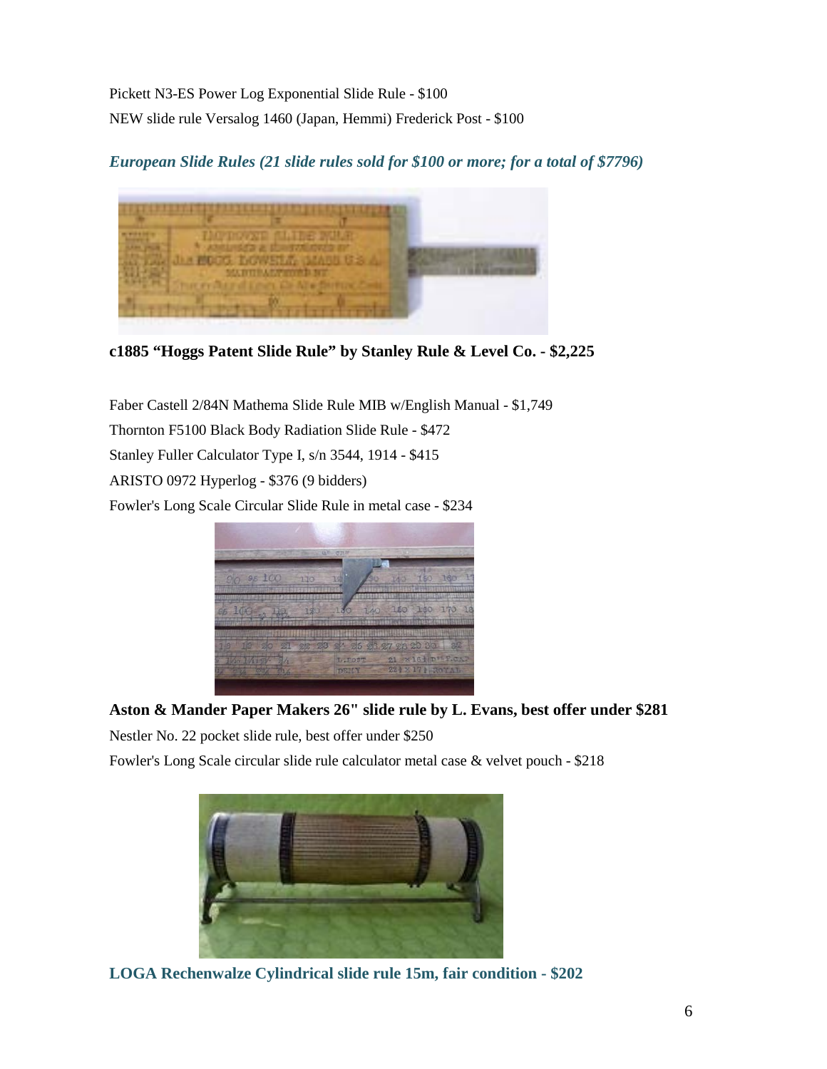Pickett N3-ES Power Log Exponential Slide Rule - $100

NEW slide rule Versalog 1460 (Japan, Hemmi) Frederick Post - $100

### *European Slide Rules (21 slide rules sold for $100 or more; for a total of $7796)*

**c1885 "Hoggs Patent Slide Rule" by Stanley Rule & Level Co. - $2,225**

Faber Castell 2/84N Mathema Slide Rule MIB w/English Manual - $1,749

Thornton F5100 Black Body Radiation Slide Rule - $472

Stanley Fuller Calculator Type I, s/n 3544, 1914 - $415

ARISTO 0972 Hyperlog - $376 (9 bidders)

Fowler's Long Scale Circular Slide Rule in metal case - $234

**Aston & Mander Paper Makers 26" slide rule by L. Evans, best offer under $281**

Nestler No. 22 pocket slide rule, best offer under $250

Fowler's Long Scale circular slide rule calculator metal case & velvet pouch - $218

**LOGA Rechenwalze Cylindrical slide rule 15m, fair condition - $202**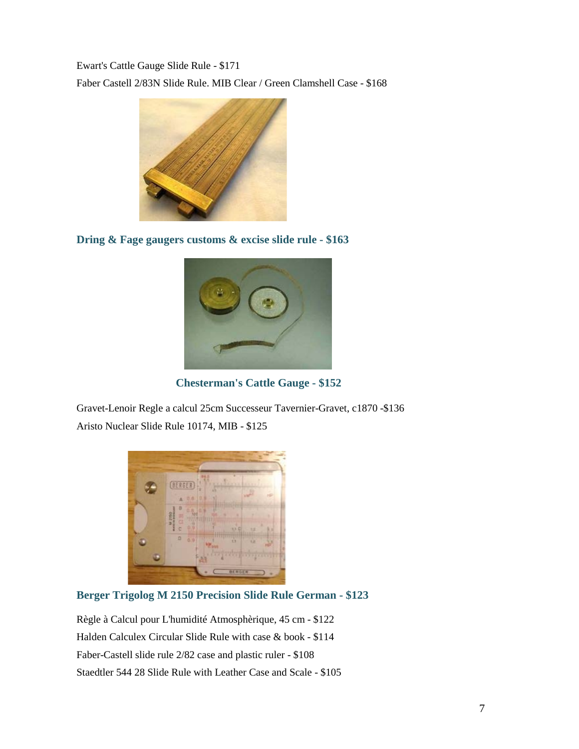Ewart's Cattle Gauge Slide Rule - $171

Faber Castell 2/83N Slide Rule. MIB Clear / Green Clamshell Case - $168

**Dring & Fage gaugers customs & excise slide rule - $163**

**Chesterman's Cattle Gauge - $152**

Gravet-Lenoir Regle a calcul 25cm Successeur Tavernier-Gravet, c1870 -$136

Aristo Nuclear Slide Rule 10174, MIB - $125

**Berger Trigolog M 2150 Precision Slide Rule German - $123**

Règle à Calcul pour L'humidité Atmosphèrique, 45 cm - $122

Halden Calculex Circular Slide Rule with case & book - $114

Faber-Castell slide rule 2/82 case and plastic ruler - $108

Staedtler 544 28 Slide Rule with Leather Case and Scale - $105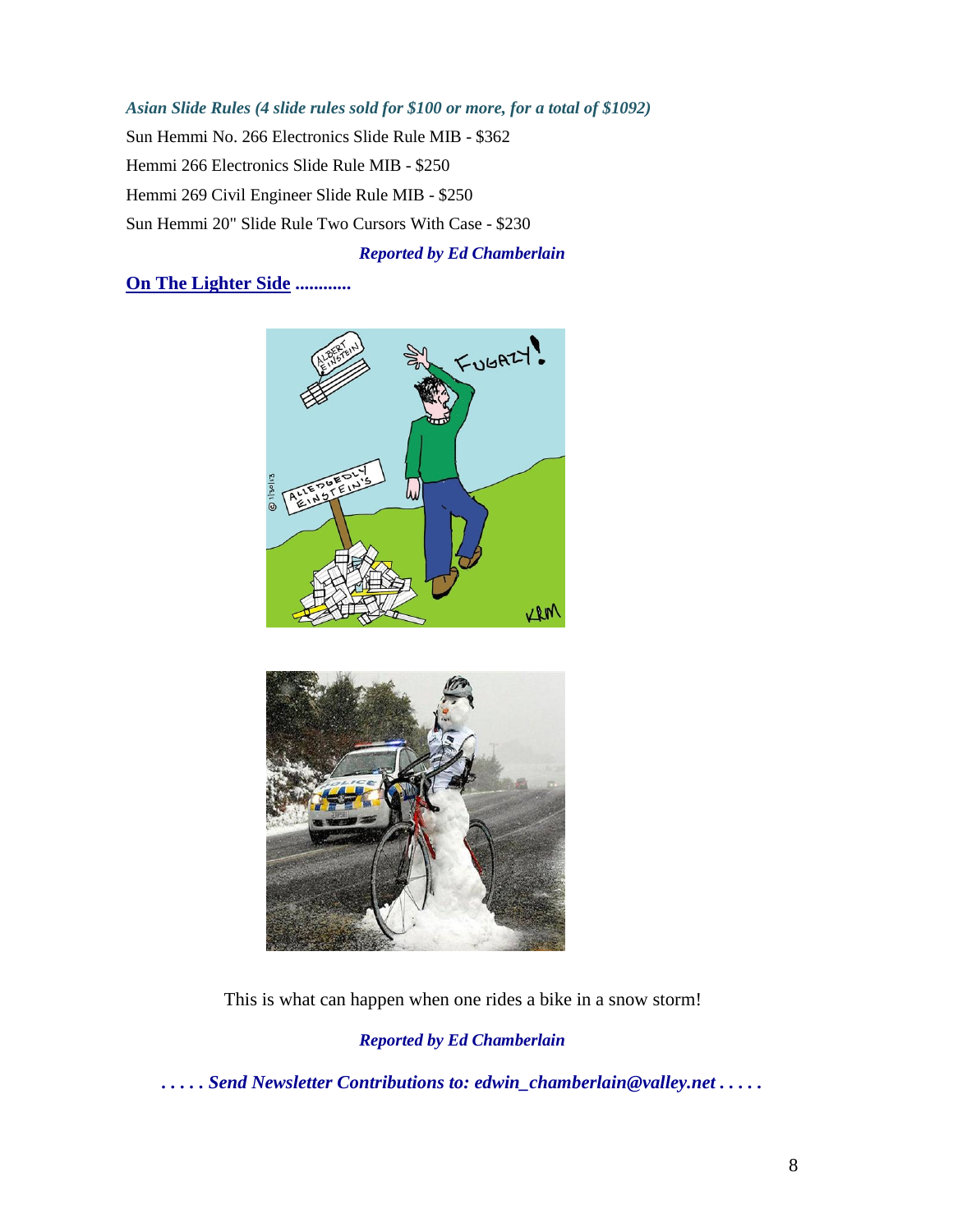*Asian Slide Rules (4 slide rules sold for $100 or more, for a total of $1092)*

Sun Hemmi No. 266 Electronics Slide Rule MIB - $362

Hemmi 266 Electronics Slide Rule MIB - $250

Hemmi 269 Civil Engineer Slide Rule MIB - $250

Sun Hemmi 20" Slide Rule Two Cursors With Case - $230

***Reported by Ed Chamberlain***

**On The Lighter Side ............**

This is what can happen when one rides a bike in a snow storm!

***Reported by Ed Chamberlain***

***. . . . . Send Newsletter Contributions to: edwin_chamberlain@valley.net . . . . .***